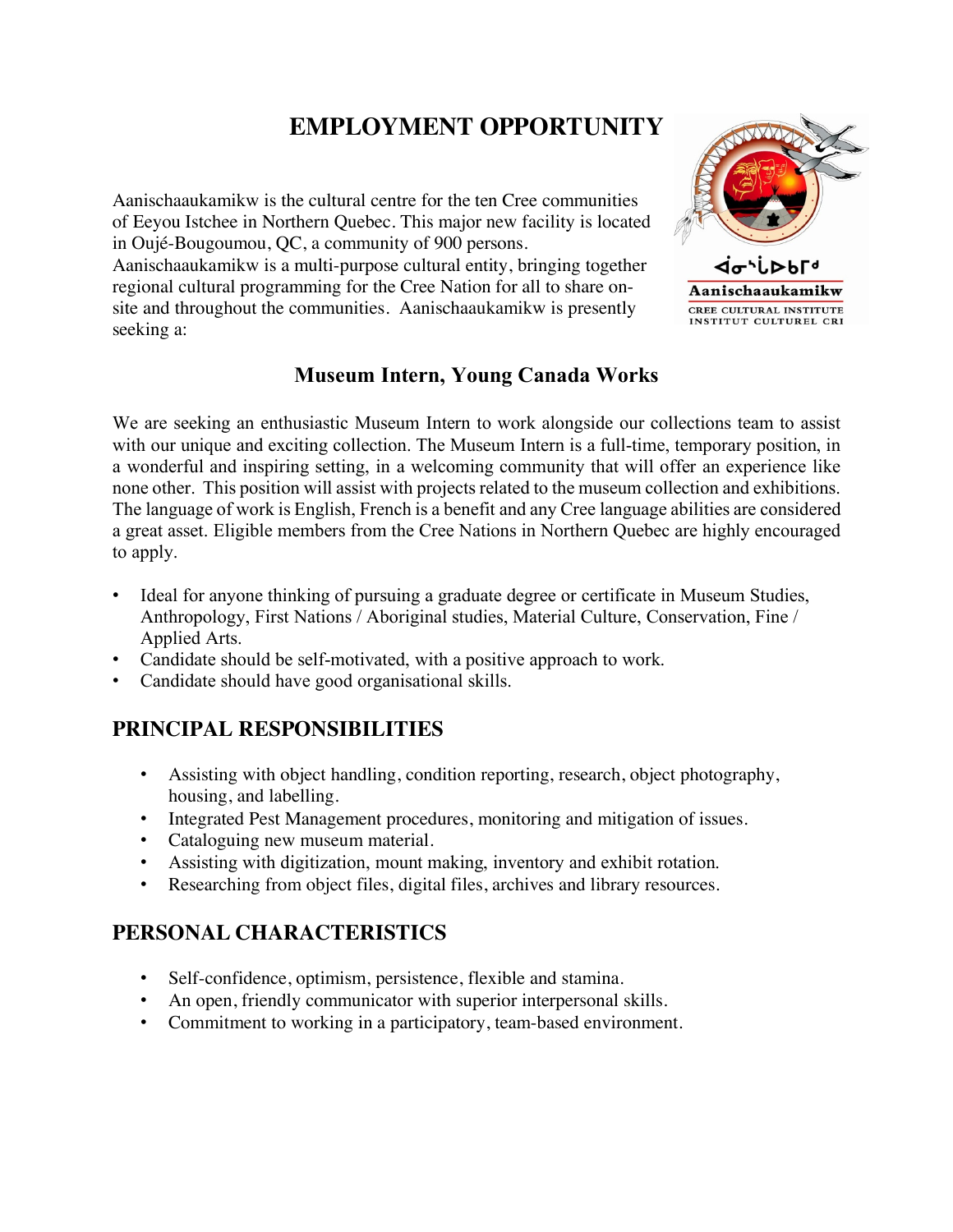# EMPLOYMENT OPPORTUNITY

ᐋᓂᔅᒑᐅᑲᒥᒄ
**Aanischaaukamikw**
CREE CULTURAL INSTITUTE
INSTITUT CULTUREL CRI

Aanischaaukamikw is the cultural centre for the ten Cree communities of Eeyou Istchee in Northern Quebec. This major new facility is located in Oujé-Bougoumou, QC, a community of 900 persons. Aanischaaukamikw is a multi-purpose cultural entity, bringing together regional cultural programming for the Cree Nation for all to share on-site and throughout the communities. Aanischaaukamikw is presently seeking a:

### Museum Intern, Young Canada Works

We are seeking an enthusiastic Museum Intern to work alongside our collections team to assist with our unique and exciting collection. The Museum Intern is a full-time, temporary position, in a wonderful and inspiring setting, in a welcoming community that will offer an experience like none other. This position will assist with projects related to the museum collection and exhibitions. The language of work is English, French is a benefit and any Cree language abilities are considered a great asset. Eligible members from the Cree Nations in Northern Quebec are highly encouraged to apply.

- Ideal for anyone thinking of pursuing a graduate degree or certificate in Museum Studies, Anthropology, First Nations / Aboriginal studies, Material Culture, Conservation, Fine / Applied Arts.
- Candidate should be self-motivated, with a positive approach to work.
- Candidate should have good organisational skills.

## PRINCIPAL RESPONSIBILITIES

- Assisting with object handling, condition reporting, research, object photography, housing, and labelling.
- Integrated Pest Management procedures, monitoring and mitigation of issues.
- Cataloguing new museum material.
- Assisting with digitization, mount making, inventory and exhibit rotation.
- Researching from object files, digital files, archives and library resources.

## PERSONAL CHARACTERISTICS

- Self-confidence, optimism, persistence, flexible and stamina.
- An open, friendly communicator with superior interpersonal skills.
- Commitment to working in a participatory, team-based environment.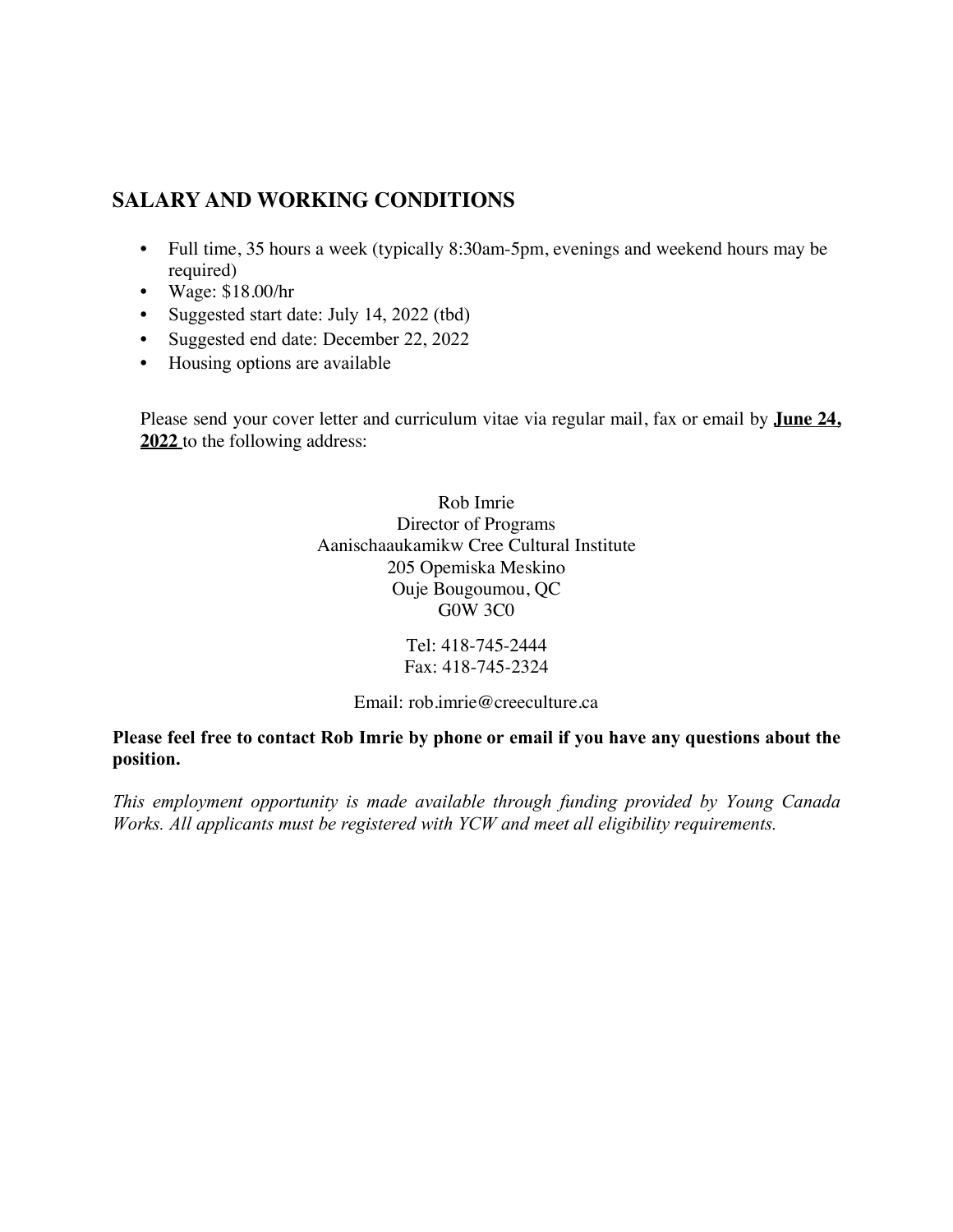## SALARY AND WORKING CONDITIONS

- Full time, 35 hours a week (typically 8:30am-5pm, evenings and weekend hours may be required)
- Wage: $18.00/hr
- Suggested start date: July 14, 2022 (tbd)
- Suggested end date: December 22, 2022
- Housing options are available

Please send your cover letter and curriculum vitae via regular mail, fax or email by **June 24, 2022** to the following address:

Rob Imrie
Director of Programs
Aanischaaukamikw Cree Cultural Institute
205 Opemiska Meskino
Ouje Bougoumou, QC
G0W 3C0

Tel: 418-745-2444
Fax: 418-745-2324

Email: rob.imrie@creeculture.ca

**Please feel free to contact Rob Imrie by phone or email if you have any questions about the position.**

*This employment opportunity is made available through funding provided by Young Canada Works. All applicants must be registered with YCW and meet all eligibility requirements.*